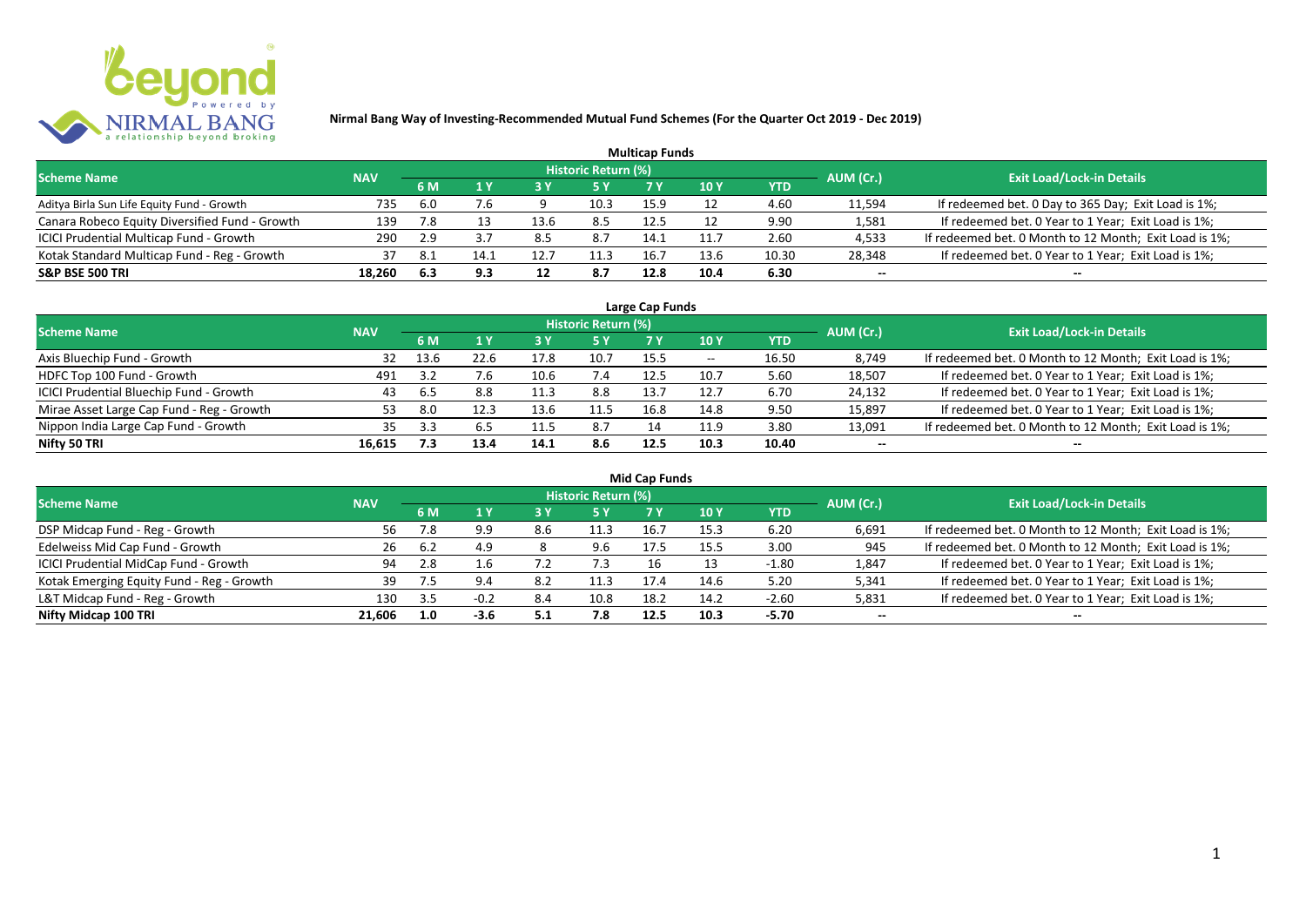# Nirmal Bang Way of Investing-Recommended Mutual Fund Schemes (For the Quarter Oct 2019 - Dec 2019)

## Multicap Funds

| Scheme Name | NAV | Historic Return (%) | | | | | | | AUM (Cr.) | Exit Load/Lock-in Details |
|---|---|---|---|---|---|---|---|---|---|---|
| | | 6 M | 1 Y | 3 Y | 5 Y | 7 Y | 10 Y | YTD | | |
| Aditya Birla Sun Life Equity Fund - Growth | 735 | 6.0 | 7.6 | 9 | 10.3 | 15.9 | 12 | 4.60 | 11,594 | If redeemed bet. 0 Day to 365 Day; Exit Load is 1%; |
| Canara Robeco Equity Diversified Fund - Growth | 139 | 7.8 | 13 | 13.6 | 8.5 | 12.5 | 12 | 9.90 | 1,581 | If redeemed bet. 0 Year to 1 Year; Exit Load is 1%; |
| ICICI Prudential Multicap Fund - Growth | 290 | 2.9 | 3.7 | 8.5 | 8.7 | 14.1 | 11.7 | 2.60 | 4,533 | If redeemed bet. 0 Month to 12 Month; Exit Load is 1%; |
| Kotak Standard Multicap Fund - Reg - Growth | 37 | 8.1 | 14.1 | 12.7 | 11.3 | 16.7 | 13.6 | 10.30 | 28,348 | If redeemed bet. 0 Year to 1 Year; Exit Load is 1%; |
| **S&P BSE 500 TRI** | **18,260** | **6.3** | **9.3** | **12** | **8.7** | **12.8** | **10.4** | **6.30** | **--** | **--** |

## Large Cap Funds

| Scheme Name | NAV | Historic Return (%) | | | | | | | AUM (Cr.) | Exit Load/Lock-in Details |
|---|---|---|---|---|---|---|---|---|---|---|
| | | 6 M | 1 Y | 3 Y | 5 Y | 7 Y | 10 Y | YTD | | |
| Axis Bluechip Fund - Growth | 32 | 13.6 | 22.6 | 17.8 | 10.7 | 15.5 | -- | 16.50 | 8,749 | If redeemed bet. 0 Month to 12 Month; Exit Load is 1%; |
| HDFC Top 100 Fund - Growth | 491 | 3.2 | 7.6 | 10.6 | 7.4 | 12.5 | 10.7 | 5.60 | 18,507 | If redeemed bet. 0 Year to 1 Year; Exit Load is 1%; |
| ICICI Prudential Bluechip Fund - Growth | 43 | 6.5 | 8.8 | 11.3 | 8.8 | 13.7 | 12.7 | 6.70 | 24,132 | If redeemed bet. 0 Year to 1 Year; Exit Load is 1%; |
| Mirae Asset Large Cap Fund - Reg - Growth | 53 | 8.0 | 12.3 | 13.6 | 11.5 | 16.8 | 14.8 | 9.50 | 15,897 | If redeemed bet. 0 Year to 1 Year; Exit Load is 1%; |
| Nippon India Large Cap Fund - Growth | 35 | 3.3 | 6.5 | 11.5 | 8.7 | 14 | 11.9 | 3.80 | 13,091 | If redeemed bet. 0 Month to 12 Month; Exit Load is 1%; |
| **Nifty 50 TRI** | **16,615** | **7.3** | **13.4** | **14.1** | **8.6** | **12.5** | **10.3** | **10.40** | **--** | **--** |

## Mid Cap Funds

| Scheme Name | NAV | Historic Return (%) | | | | | | | AUM (Cr.) | Exit Load/Lock-in Details |
|---|---|---|---|---|---|---|---|---|---|---|
| | | 6 M | 1 Y | 3 Y | 5 Y | 7 Y | 10 Y | YTD | | |
| DSP Midcap Fund - Reg - Growth | 56 | 7.8 | 9.9 | 8.6 | 11.3 | 16.7 | 15.3 | 6.20 | 6,691 | If redeemed bet. 0 Month to 12 Month; Exit Load is 1%; |
| Edelweiss Mid Cap Fund - Growth | 26 | 6.2 | 4.9 | 8 | 9.6 | 17.5 | 15.5 | 3.00 | 945 | If redeemed bet. 0 Month to 12 Month; Exit Load is 1%; |
| ICICI Prudential MidCap Fund - Growth | 94 | 2.8 | 1.6 | 7.2 | 7.3 | 16 | 13 | -1.80 | 1,847 | If redeemed bet. 0 Year to 1 Year; Exit Load is 1%; |
| Kotak Emerging Equity Fund - Reg - Growth | 39 | 7.5 | 9.4 | 8.2 | 11.3 | 17.4 | 14.6 | 5.20 | 5,341 | If redeemed bet. 0 Year to 1 Year; Exit Load is 1%; |
| L&T Midcap Fund - Reg - Growth | 130 | 3.5 | -0.2 | 8.4 | 10.8 | 18.2 | 14.2 | -2.60 | 5,831 | If redeemed bet. 0 Year to 1 Year; Exit Load is 1%; |
| **Nifty Midcap 100 TRI** | **21,606** | **1.0** | **-3.6** | **5.1** | **7.8** | **12.5** | **10.3** | **-5.70** | **--** | **--** |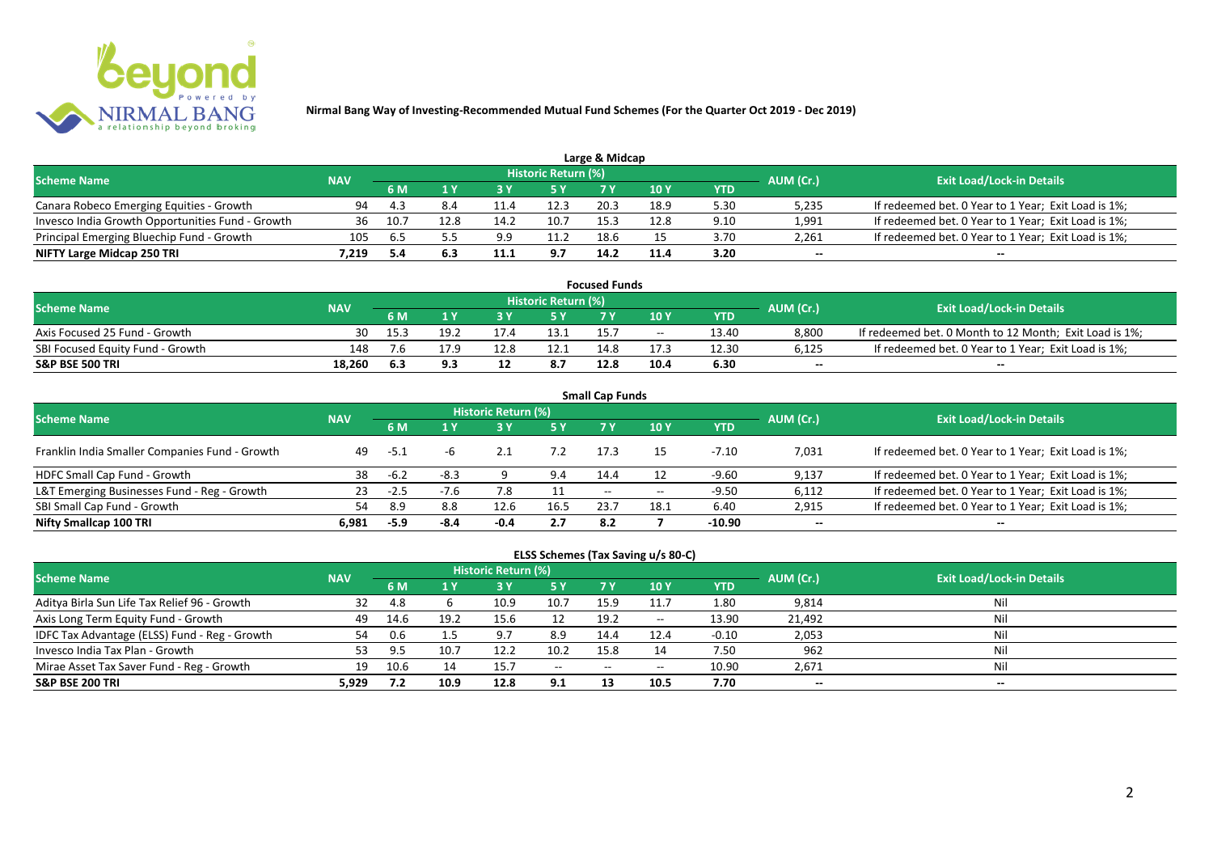# Nirmal Bang Way of Investing-Recommended Mutual Fund Schemes (For the Quarter Oct 2019 - Dec 2019)

## Large & Midcap

| Scheme Name | NAV | Historic Return (%) | | | | | | | AUM (Cr.) | Exit Load/Lock-in Details |
|---|---|---|---|---|---|---|---|---|---|---|
| | | 6 M | 1 Y | 3 Y | 5 Y | 7 Y | 10 Y | YTD | | |
| Canara Robeco Emerging Equities - Growth | 94 | 4.3 | 8.4 | 11.4 | 12.3 | 20.3 | 18.9 | 5.30 | 5,235 | If redeemed bet. 0 Year to 1 Year; Exit Load is 1%; |
| Invesco India Growth Opportunities Fund - Growth | 36 | 10.7 | 12.8 | 14.2 | 10.7 | 15.3 | 12.8 | 9.10 | 1,991 | If redeemed bet. 0 Year to 1 Year; Exit Load is 1%; |
| Principal Emerging Bluechip Fund - Growth | 105 | 6.5 | 5.5 | 9.9 | 11.2 | 18.6 | 15 | 3.70 | 2,261 | If redeemed bet. 0 Year to 1 Year; Exit Load is 1%; |
| **NIFTY Large Midcap 250 TRI** | **7,219** | **5.4** | **6.3** | **11.1** | **9.7** | **14.2** | **11.4** | **3.20** | **--** | **--** |

## Focused Funds

| Scheme Name | NAV | Historic Return (%) | | | | | | | AUM (Cr.) | Exit Load/Lock-in Details |
|---|---|---|---|---|---|---|---|---|---|---|
| | | 6 M | 1 Y | 3 Y | 5 Y | 7 Y | 10 Y | YTD | | |
| Axis Focused 25 Fund - Growth | 30 | 15.3 | 19.2 | 17.4 | 13.1 | 15.7 | -- | 13.40 | 8,800 | If redeemed bet. 0 Month to 12 Month; Exit Load is 1%; |
| SBI Focused Equity Fund - Growth | 148 | 7.6 | 17.9 | 12.8 | 12.1 | 14.8 | 17.3 | 12.30 | 6,125 | If redeemed bet. 0 Year to 1 Year; Exit Load is 1%; |
| **S&P BSE 500 TRI** | **18,260** | **6.3** | **9.3** | **12** | **8.7** | **12.8** | **10.4** | **6.30** | **--** | **--** |

## Small Cap Funds

| Scheme Name | NAV | Historic Return (%) | | | | | | | AUM (Cr.) | Exit Load/Lock-in Details |
|---|---|---|---|---|---|---|---|---|---|---|
| | | 6 M | 1 Y | 3 Y | 5 Y | 7 Y | 10 Y | YTD | | |
| Franklin India Smaller Companies Fund - Growth | 49 | -5.1 | -6 | 2.1 | 7.2 | 17.3 | 15 | -7.10 | 7,031 | If redeemed bet. 0 Year to 1 Year; Exit Load is 1%; |
| HDFC Small Cap Fund - Growth | 38 | -6.2 | -8.3 | 9 | 9.4 | 14.4 | 12 | -9.60 | 9,137 | If redeemed bet. 0 Year to 1 Year; Exit Load is 1%; |
| L&T Emerging Businesses Fund - Reg - Growth | 23 | -2.5 | -7.6 | 7.8 | 11 | -- | -- | -9.50 | 6,112 | If redeemed bet. 0 Year to 1 Year; Exit Load is 1%; |
| SBI Small Cap Fund - Growth | 54 | 8.9 | 8.8 | 12.6 | 16.5 | 23.7 | 18.1 | 6.40 | 2,915 | If redeemed bet. 0 Year to 1 Year; Exit Load is 1%; |
| **Nifty Smallcap 100 TRI** | **6,981** | **-5.9** | **-8.4** | **-0.4** | **2.7** | **8.2** | **7** | **-10.90** | **--** | **--** |

## ELSS Schemes (Tax Saving u/s 80-C)

| Scheme Name | NAV | Historic Return (%) | | | | | | | AUM (Cr.) | Exit Load/Lock-in Details |
|---|---|---|---|---|---|---|---|---|---|---|
| | | 6 M | 1 Y | 3 Y | 5 Y | 7 Y | 10 Y | YTD | | |
| Aditya Birla Sun Life Tax Relief 96 - Growth | 32 | 4.8 | 6 | 10.9 | 10.7 | 15.9 | 11.7 | 1.80 | 9,814 | Nil |
| Axis Long Term Equity Fund - Growth | 49 | 14.6 | 19.2 | 15.6 | 12 | 19.2 | -- | 13.90 | 21,492 | Nil |
| IDFC Tax Advantage (ELSS) Fund - Reg - Growth | 54 | 0.6 | 1.5 | 9.7 | 8.9 | 14.4 | 12.4 | -0.10 | 2,053 | Nil |
| Invesco India Tax Plan - Growth | 53 | 9.5 | 10.7 | 12.2 | 10.2 | 15.8 | 14 | 7.50 | 962 | Nil |
| Mirae Asset Tax Saver Fund - Reg - Growth | 19 | 10.6 | 14 | 15.7 | -- | -- | -- | 10.90 | 2,671 | Nil |
| **S&P BSE 200 TRI** | **5,929** | **7.2** | **10.9** | **12.8** | **9.1** | **13** | **10.5** | **7.70** | **--** | **--** |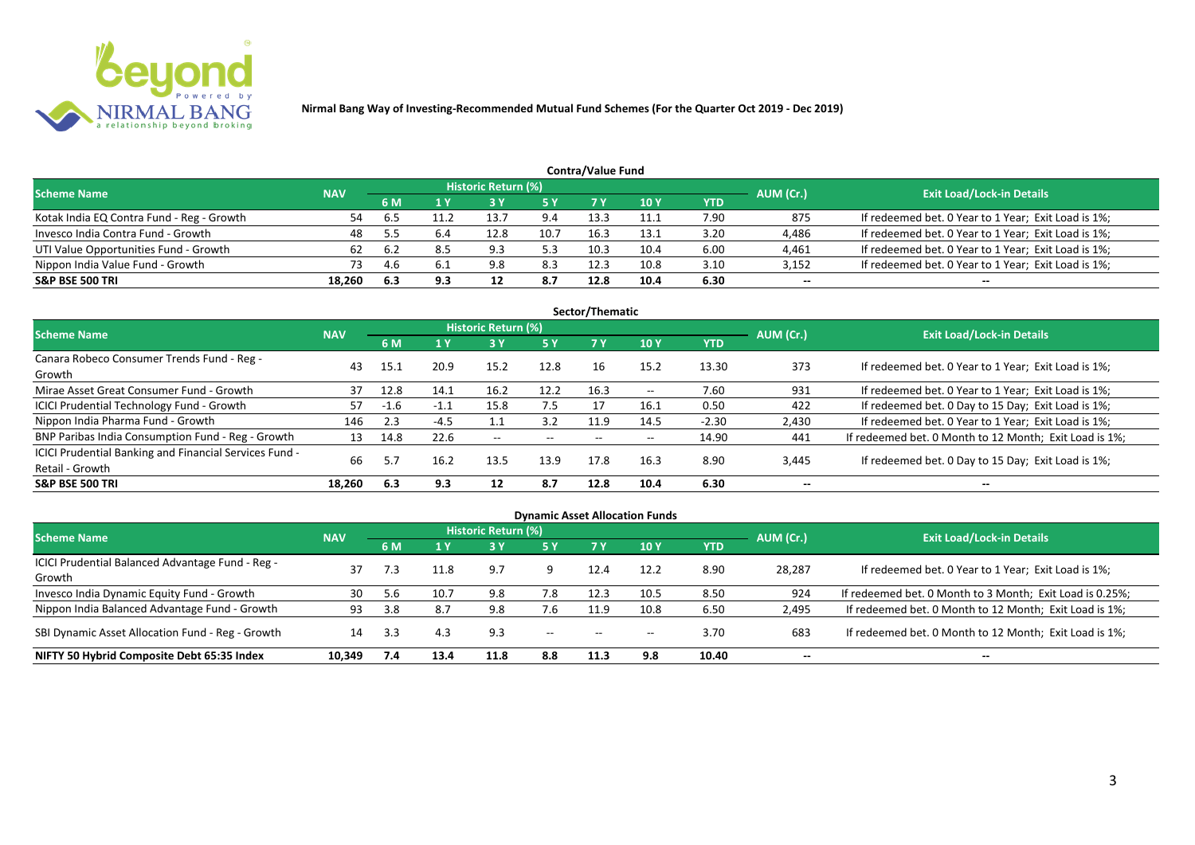**Nirmal Bang Way of Investing-Recommended Mutual Fund Schemes (For the Quarter Oct 2019 - Dec 2019)**

## Contra/Value Fund

| Scheme Name | NAV | Historic Return (%) | | | | | | | AUM (Cr.) | Exit Load/Lock-in Details |
|---|---|---|---|---|---|---|---|---|---|---|
| | | 6 M | 1 Y | 3 Y | 5 Y | 7 Y | 10 Y | YTD | | |
| Kotak India EQ Contra Fund - Reg - Growth | 54 | 6.5 | 11.2 | 13.7 | 9.4 | 13.3 | 11.1 | 7.90 | 875 | If redeemed bet. 0 Year to 1 Year; Exit Load is 1%; |
| Invesco India Contra Fund - Growth | 48 | 5.5 | 6.4 | 12.8 | 10.7 | 16.3 | 13.1 | 3.20 | 4,486 | If redeemed bet. 0 Year to 1 Year; Exit Load is 1%; |
| UTI Value Opportunities Fund - Growth | 62 | 6.2 | 8.5 | 9.3 | 5.3 | 10.3 | 10.4 | 6.00 | 4,461 | If redeemed bet. 0 Year to 1 Year; Exit Load is 1%; |
| Nippon India Value Fund - Growth | 73 | 4.6 | 6.1 | 9.8 | 8.3 | 12.3 | 10.8 | 3.10 | 3,152 | If redeemed bet. 0 Year to 1 Year; Exit Load is 1%; |
| **S&P BSE 500 TRI** | **18,260** | **6.3** | **9.3** | **12** | **8.7** | **12.8** | **10.4** | **6.30** | **--** | **--** |

## Sector/Thematic

| Scheme Name | NAV | Historic Return (%) | | | | | | | AUM (Cr.) | Exit Load/Lock-in Details |
|---|---|---|---|---|---|---|---|---|---|---|
| | | 6 M | 1 Y | 3 Y | 5 Y | 7 Y | 10 Y | YTD | | |
| Canara Robeco Consumer Trends Fund - Reg - Growth | 43 | 15.1 | 20.9 | 15.2 | 12.8 | 16 | 15.2 | 13.30 | 373 | If redeemed bet. 0 Year to 1 Year; Exit Load is 1%; |
| Mirae Asset Great Consumer Fund - Growth | 37 | 12.8 | 14.1 | 16.2 | 12.2 | 16.3 | -- | 7.60 | 931 | If redeemed bet. 0 Year to 1 Year; Exit Load is 1%; |
| ICICI Prudential Technology Fund - Growth | 57 | -1.6 | -1.1 | 15.8 | 7.5 | 17 | 16.1 | 0.50 | 422 | If redeemed bet. 0 Day to 15 Day; Exit Load is 1%; |
| Nippon India Pharma Fund - Growth | 146 | 2.3 | -4.5 | 1.1 | 3.2 | 11.9 | 14.5 | -2.30 | 2,430 | If redeemed bet. 0 Year to 1 Year; Exit Load is 1%; |
| BNP Paribas India Consumption Fund - Reg - Growth | 13 | 14.8 | 22.6 | -- | -- | -- | -- | 14.90 | 441 | If redeemed bet. 0 Month to 12 Month; Exit Load is 1%; |
| ICICI Prudential Banking and Financial Services Fund - Retail - Growth | 66 | 5.7 | 16.2 | 13.5 | 13.9 | 17.8 | 16.3 | 8.90 | 3,445 | If redeemed bet. 0 Day to 15 Day; Exit Load is 1%; |
| **S&P BSE 500 TRI** | **18,260** | **6.3** | **9.3** | **12** | **8.7** | **12.8** | **10.4** | **6.30** | **--** | **--** |

## Dynamic Asset Allocation Funds

| Scheme Name | NAV | Historic Return (%) | | | | | | | AUM (Cr.) | Exit Load/Lock-in Details |
|---|---|---|---|---|---|---|---|---|---|---|
| | | 6 M | 1 Y | 3 Y | 5 Y | 7 Y | 10 Y | YTD | | |
| ICICI Prudential Balanced Advantage Fund - Reg - Growth | 37 | 7.3 | 11.8 | 9.7 | 9 | 12.4 | 12.2 | 8.90 | 28,287 | If redeemed bet. 0 Year to 1 Year; Exit Load is 1%; |
| Invesco India Dynamic Equity Fund - Growth | 30 | 5.6 | 10.7 | 9.8 | 7.8 | 12.3 | 10.5 | 8.50 | 924 | If redeemed bet. 0 Month to 3 Month; Exit Load is 0.25%; |
| Nippon India Balanced Advantage Fund - Growth | 93 | 3.8 | 8.7 | 9.8 | 7.6 | 11.9 | 10.8 | 6.50 | 2,495 | If redeemed bet. 0 Month to 12 Month; Exit Load is 1%; |
| SBI Dynamic Asset Allocation Fund - Reg - Growth | 14 | 3.3 | 4.3 | 9.3 | -- | -- | -- | 3.70 | 683 | If redeemed bet. 0 Month to 12 Month; Exit Load is 1%; |
| **NIFTY 50 Hybrid Composite Debt 65:35 Index** | **10,349** | **7.4** | **13.4** | **11.8** | **8.8** | **11.3** | **9.8** | **10.40** | **--** | **--** |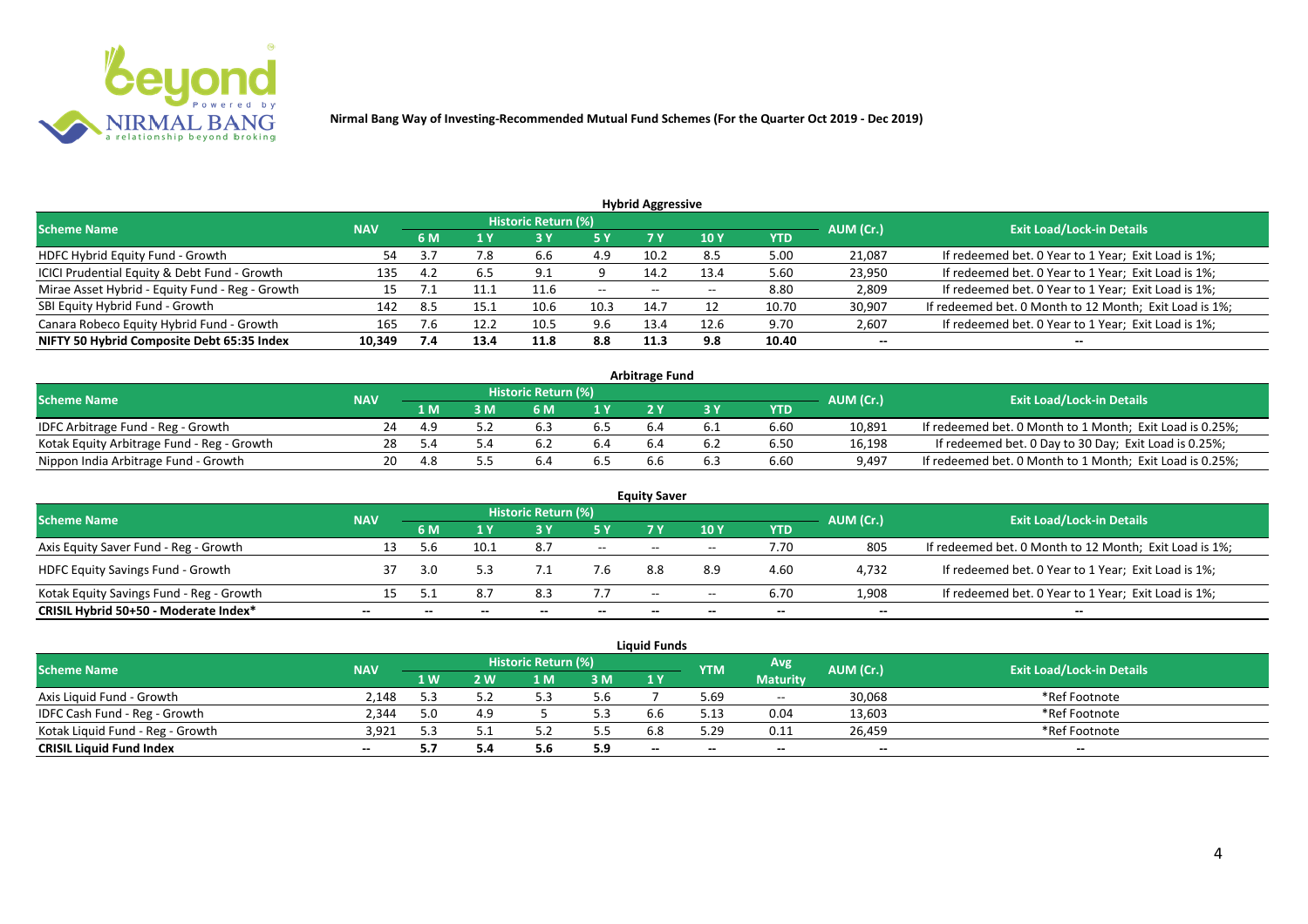**Nirmal Bang Way of Investing-Recommended Mutual Fund Schemes (For the Quarter Oct 2019 - Dec 2019)**

## Hybrid Aggressive

| Scheme Name | NAV | Historic Return (%) | | | | | | | AUM (Cr.) | Exit Load/Lock-in Details |
|---|---|---|---|---|---|---|---|---|---|---|
| | | 6 M | 1 Y | 3 Y | 5 Y | 7 Y | 10 Y | YTD | | |
| HDFC Hybrid Equity Fund - Growth | 54 | 3.7 | 7.8 | 6.6 | 4.9 | 10.2 | 8.5 | 5.00 | 21,087 | If redeemed bet. 0 Year to 1 Year; Exit Load is 1%; |
| ICICI Prudential Equity & Debt Fund - Growth | 135 | 4.2 | 6.5 | 9.1 | 9 | 14.2 | 13.4 | 5.60 | 23,950 | If redeemed bet. 0 Year to 1 Year; Exit Load is 1%; |
| Mirae Asset Hybrid - Equity Fund - Reg - Growth | 15 | 7.1 | 11.1 | 11.6 | -- | -- | -- | 8.80 | 2,809 | If redeemed bet. 0 Year to 1 Year; Exit Load is 1%; |
| SBI Equity Hybrid Fund - Growth | 142 | 8.5 | 15.1 | 10.6 | 10.3 | 14.7 | 12 | 10.70 | 30,907 | If redeemed bet. 0 Month to 12 Month; Exit Load is 1%; |
| Canara Robeco Equity Hybrid Fund - Growth | 165 | 7.6 | 12.2 | 10.5 | 9.6 | 13.4 | 12.6 | 9.70 | 2,607 | If redeemed bet. 0 Year to 1 Year; Exit Load is 1%; |
| **NIFTY 50 Hybrid Composite Debt 65:35 Index** | **10,349** | **7.4** | **13.4** | **11.8** | **8.8** | **11.3** | **9.8** | **10.40** | **--** | **--** |

## Arbitrage Fund

| Scheme Name | NAV | Historic Return (%) | | | | | | | AUM (Cr.) | Exit Load/Lock-in Details |
|---|---|---|---|---|---|---|---|---|---|---|
| | | 1 M | 3 M | 6 M | 1 Y | 2 Y | 3 Y | YTD | | |
| IDFC Arbitrage Fund - Reg - Growth | 24 | 4.9 | 5.2 | 6.3 | 6.5 | 6.4 | 6.1 | 6.60 | 10,891 | If redeemed bet. 0 Month to 1 Month; Exit Load is 0.25%; |
| Kotak Equity Arbitrage Fund - Reg - Growth | 28 | 5.4 | 5.4 | 6.2 | 6.4 | 6.4 | 6.2 | 6.50 | 16,198 | If redeemed bet. 0 Day to 30 Day; Exit Load is 0.25%; |
| Nippon India Arbitrage Fund - Growth | 20 | 4.8 | 5.5 | 6.4 | 6.5 | 6.6 | 6.3 | 6.60 | 9,497 | If redeemed bet. 0 Month to 1 Month; Exit Load is 0.25%; |

## Equity Saver

| Scheme Name | NAV | Historic Return (%) | | | | | | | AUM (Cr.) | Exit Load/Lock-in Details |
|---|---|---|---|---|---|---|---|---|---|---|
| | | 6 M | 1 Y | 3 Y | 5 Y | 7 Y | 10 Y | YTD | | |
| Axis Equity Saver Fund - Reg - Growth | 13 | 5.6 | 10.1 | 8.7 | -- | -- | -- | 7.70 | 805 | If redeemed bet. 0 Month to 12 Month; Exit Load is 1%; |
| HDFC Equity Savings Fund - Growth | 37 | 3.0 | 5.3 | 7.1 | 7.6 | 8.8 | 8.9 | 4.60 | 4,732 | If redeemed bet. 0 Year to 1 Year; Exit Load is 1%; |
| Kotak Equity Savings Fund - Reg - Growth | 15 | 5.1 | 8.7 | 8.3 | 7.7 | -- | -- | 6.70 | 1,908 | If redeemed bet. 0 Year to 1 Year; Exit Load is 1%; |
| **CRISIL Hybrid 50+50 - Moderate Index*** | **--** | **--** | **--** | **--** | **--** | **--** | **--** | **--** | **--** | **--** |

## Liquid Funds

| Scheme Name | NAV | Historic Return (%) | | | | | YTM | Avg Maturity | AUM (Cr.) | Exit Load/Lock-in Details |
|---|---|---|---|---|---|---|---|---|---|---|
| | | 1 W | 2 W | 1 M | 3 M | 1 Y | | | | |
| Axis Liquid Fund - Growth | 2,148 | 5.3 | 5.2 | 5.3 | 5.6 | 7 | 5.69 | -- | 30,068 | *Ref Footnote |
| IDFC Cash Fund - Reg - Growth | 2,344 | 5.0 | 4.9 | 5 | 5.3 | 6.6 | 5.13 | 0.04 | 13,603 | *Ref Footnote |
| Kotak Liquid Fund - Reg - Growth | 3,921 | 5.3 | 5.1 | 5.2 | 5.5 | 6.8 | 5.29 | 0.11 | 26,459 | *Ref Footnote |
| **CRISIL Liquid Fund Index** | **--** | **5.7** | **5.4** | **5.6** | **5.9** | **--** | **--** | **--** | **--** | **--** |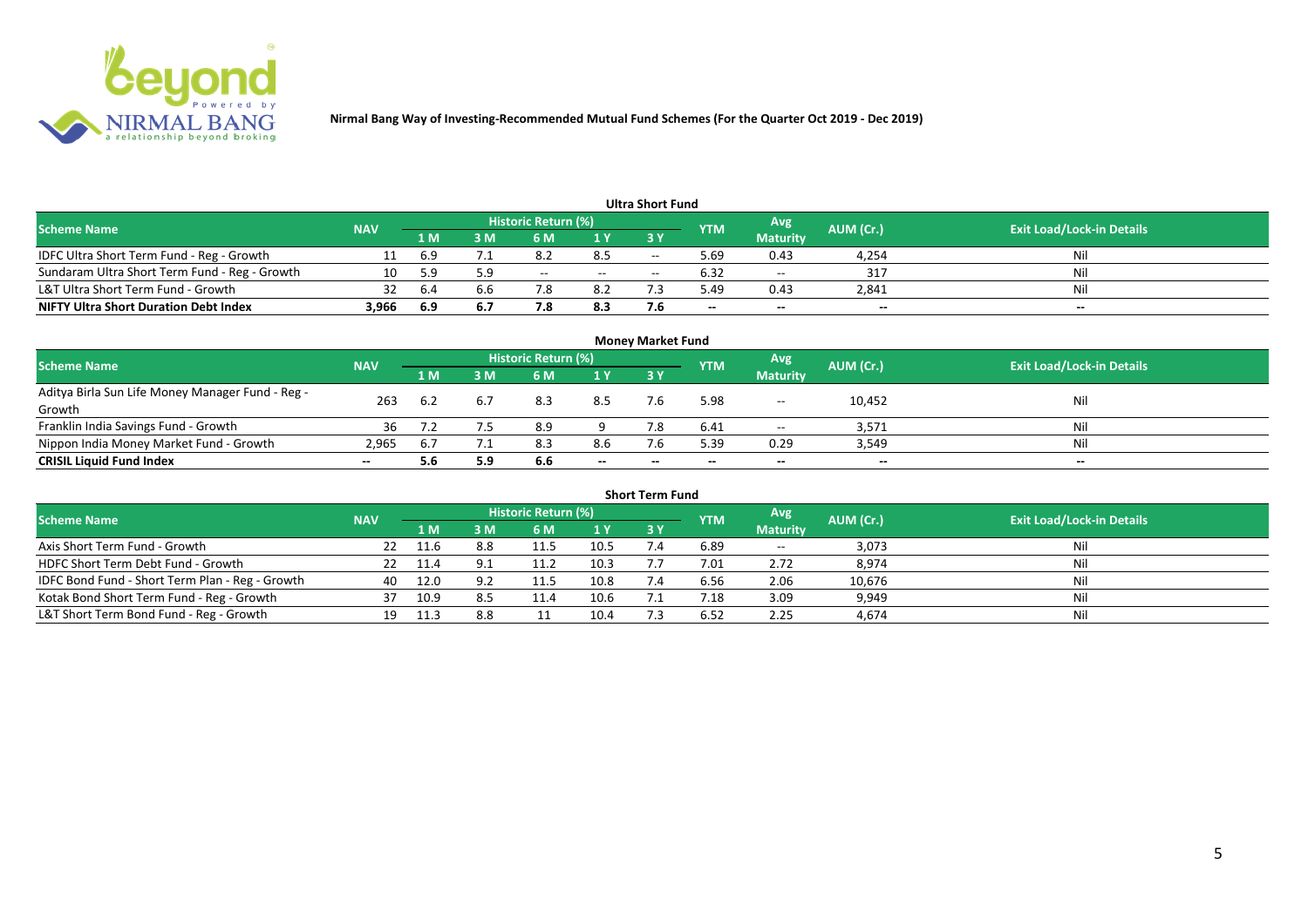Nirmal Bang Way of Investing-Recommended Mutual Fund Schemes (For the Quarter Oct 2019 - Dec 2019)

## Ultra Short Fund

| Scheme Name | NAV | Historic Return (%) | | | | | YTM | Avg Maturity | AUM (Cr.) | Exit Load/Lock-in Details |
|---|---|---|---|---|---|---|---|---|---|---|
| | | 1 M | 3 M | 6 M | 1 Y | 3 Y | | | | |
| IDFC Ultra Short Term Fund - Reg - Growth | 11 | 6.9 | 7.1 | 8.2 | 8.5 | -- | 5.69 | 0.43 | 4,254 | Nil |
| Sundaram Ultra Short Term Fund - Reg - Growth | 10 | 5.9 | 5.9 | -- | -- | -- | 6.32 | -- | 317 | Nil |
| L&T Ultra Short Term Fund - Growth | 32 | 6.4 | 6.6 | 7.8 | 8.2 | 7.3 | 5.49 | 0.43 | 2,841 | Nil |
| **NIFTY Ultra Short Duration Debt Index** | **3,966** | **6.9** | **6.7** | **7.8** | **8.3** | **7.6** | **--** | **--** | **--** | **--** |

## Money Market Fund

| Scheme Name | NAV | Historic Return (%) | | | | | YTM | Avg Maturity | AUM (Cr.) | Exit Load/Lock-in Details |
|---|---|---|---|---|---|---|---|---|---|---|
| | | 1 M | 3 M | 6 M | 1 Y | 3 Y | | | | |
| Aditya Birla Sun Life Money Manager Fund - Reg - Growth | 263 | 6.2 | 6.7 | 8.3 | 8.5 | 7.6 | 5.98 | -- | 10,452 | Nil |
| Franklin India Savings Fund - Growth | 36 | 7.2 | 7.5 | 8.9 | 9 | 7.8 | 6.41 | -- | 3,571 | Nil |
| Nippon India Money Market Fund - Growth | 2,965 | 6.7 | 7.1 | 8.3 | 8.6 | 7.6 | 5.39 | 0.29 | 3,549 | Nil |
| **CRISIL Liquid Fund Index** | **--** | **5.6** | **5.9** | **6.6** | **--** | **--** | **--** | **--** | **--** | **--** |

## Short Term Fund

| Scheme Name | NAV | Historic Return (%) | | | | | YTM | Avg Maturity | AUM (Cr.) | Exit Load/Lock-in Details |
|---|---|---|---|---|---|---|---|---|---|---|
| | | 1 M | 3 M | 6 M | 1 Y | 3 Y | | | | |
| Axis Short Term Fund - Growth | 22 | 11.6 | 8.8 | 11.5 | 10.5 | 7.4 | 6.89 | -- | 3,073 | Nil |
| HDFC Short Term Debt Fund - Growth | 22 | 11.4 | 9.1 | 11.2 | 10.3 | 7.7 | 7.01 | 2.72 | 8,974 | Nil |
| IDFC Bond Fund - Short Term Plan - Reg - Growth | 40 | 12.0 | 9.2 | 11.5 | 10.8 | 7.4 | 6.56 | 2.06 | 10,676 | Nil |
| Kotak Bond Short Term Fund - Reg - Growth | 37 | 10.9 | 8.5 | 11.4 | 10.6 | 7.1 | 7.18 | 3.09 | 9,949 | Nil |
| L&T Short Term Bond Fund - Reg - Growth | 19 | 11.3 | 8.8 | 11 | 10.4 | 7.3 | 6.52 | 2.25 | 4,674 | Nil |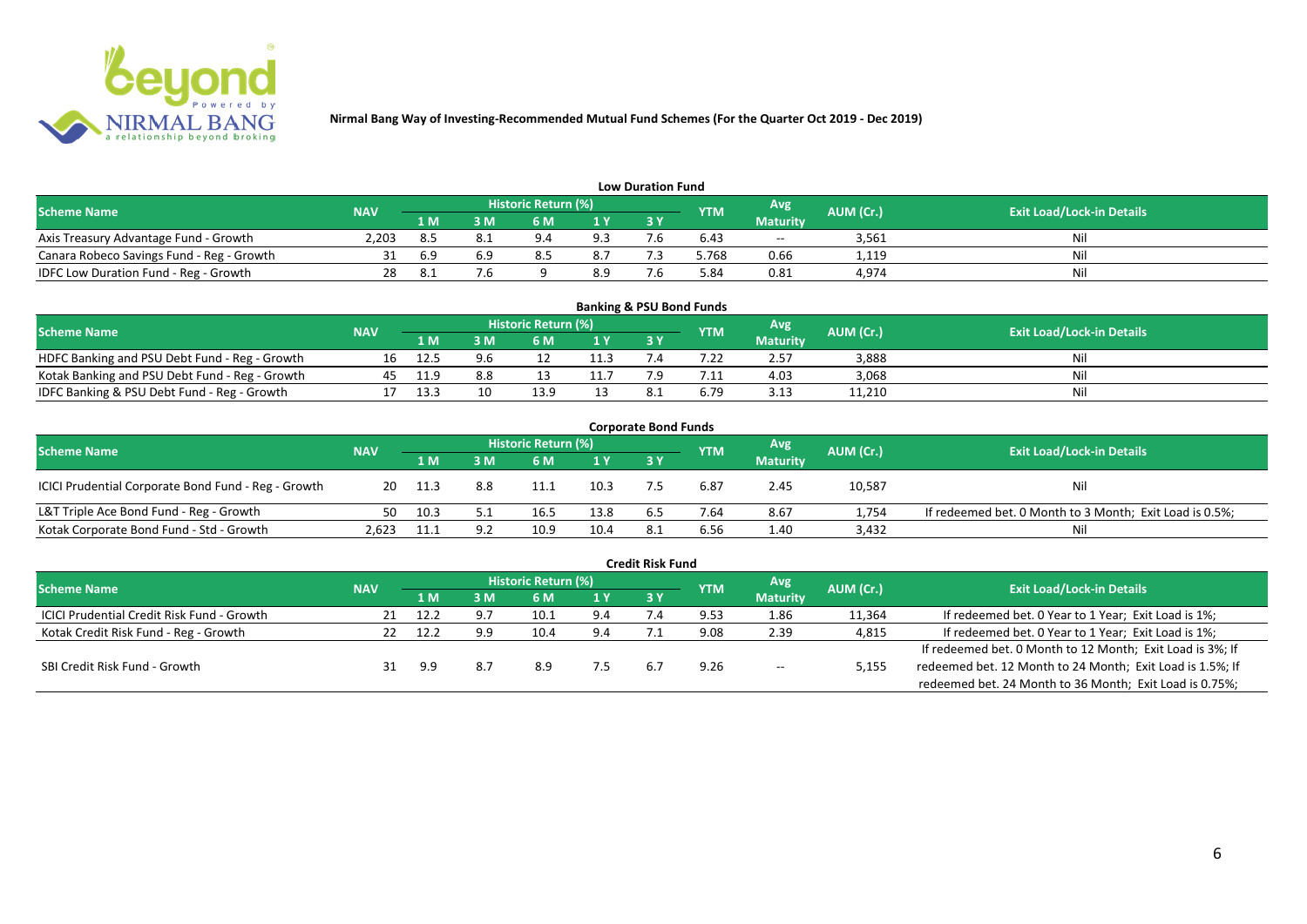**Nirmal Bang Way of Investing-Recommended Mutual Fund Schemes (For the Quarter Oct 2019 - Dec 2019)**

### Low Duration Fund

| Scheme Name | NAV | Historic Return (%) | | | | | YTM | Avg Maturity | AUM (Cr.) | Exit Load/Lock-in Details |
|---|---|---|---|---|---|---|---|---|---|---|
| | | 1 M | 3 M | 6 M | 1 Y | 3 Y | | | | |
| Axis Treasury Advantage Fund - Growth | 2,203 | 8.5 | 8.1 | 9.4 | 9.3 | 7.6 | 6.43 | -- | 3,561 | Nil |
| Canara Robeco Savings Fund - Reg - Growth | 31 | 6.9 | 6.9 | 8.5 | 8.7 | 7.3 | 5.768 | 0.66 | 1,119 | Nil |
| IDFC Low Duration Fund - Reg - Growth | 28 | 8.1 | 7.6 | 9 | 8.9 | 7.6 | 5.84 | 0.81 | 4,974 | Nil |

### Banking & PSU Bond Funds

| Scheme Name | NAV | Historic Return (%) | | | | | YTM | Avg Maturity | AUM (Cr.) | Exit Load/Lock-in Details |
|---|---|---|---|---|---|---|---|---|---|---|
| | | 1 M | 3 M | 6 M | 1 Y | 3 Y | | | | |
| HDFC Banking and PSU Debt Fund - Reg - Growth | 16 | 12.5 | 9.6 | 12 | 11.3 | 7.4 | 7.22 | 2.57 | 3,888 | Nil |
| Kotak Banking and PSU Debt Fund - Reg - Growth | 45 | 11.9 | 8.8 | 13 | 11.7 | 7.9 | 7.11 | 4.03 | 3,068 | Nil |
| IDFC Banking & PSU Debt Fund - Reg - Growth | 17 | 13.3 | 10 | 13.9 | 13 | 8.1 | 6.79 | 3.13 | 11,210 | Nil |

### Corporate Bond Funds

| Scheme Name | NAV | Historic Return (%) | | | | | YTM | Avg Maturity | AUM (Cr.) | Exit Load/Lock-in Details |
|---|---|---|---|---|---|---|---|---|---|---|
| | | 1 M | 3 M | 6 M | 1 Y | 3 Y | | | | |
| ICICI Prudential Corporate Bond Fund - Reg - Growth | 20 | 11.3 | 8.8 | 11.1 | 10.3 | 7.5 | 6.87 | 2.45 | 10,587 | Nil |
| L&T Triple Ace Bond Fund - Reg - Growth | 50 | 10.3 | 5.1 | 16.5 | 13.8 | 6.5 | 7.64 | 8.67 | 1,754 | If redeemed bet. 0 Month to 3 Month; Exit Load is 0.5%; |
| Kotak Corporate Bond Fund - Std - Growth | 2,623 | 11.1 | 9.2 | 10.9 | 10.4 | 8.1 | 6.56 | 1.40 | 3,432 | Nil |

### Credit Risk Fund

| Scheme Name | NAV | Historic Return (%) | | | | | YTM | Avg Maturity | AUM (Cr.) | Exit Load/Lock-in Details |
|---|---|---|---|---|---|---|---|---|---|---|
| | | 1 M | 3 M | 6 M | 1 Y | 3 Y | | | | |
| ICICI Prudential Credit Risk Fund - Growth | 21 | 12.2 | 9.7 | 10.1 | 9.4 | 7.4 | 9.53 | 1.86 | 11,364 | If redeemed bet. 0 Year to 1 Year; Exit Load is 1%; |
| Kotak Credit Risk Fund - Reg - Growth | 22 | 12.2 | 9.9 | 10.4 | 9.4 | 7.1 | 9.08 | 2.39 | 4,815 | If redeemed bet. 0 Year to 1 Year; Exit Load is 1%; |
| SBI Credit Risk Fund - Growth | 31 | 9.9 | 8.7 | 8.9 | 7.5 | 6.7 | 9.26 | -- | 5,155 | If redeemed bet. 0 Month to 12 Month; Exit Load is 3%; If redeemed bet. 12 Month to 24 Month; Exit Load is 1.5%; If redeemed bet. 24 Month to 36 Month; Exit Load is 0.75%; |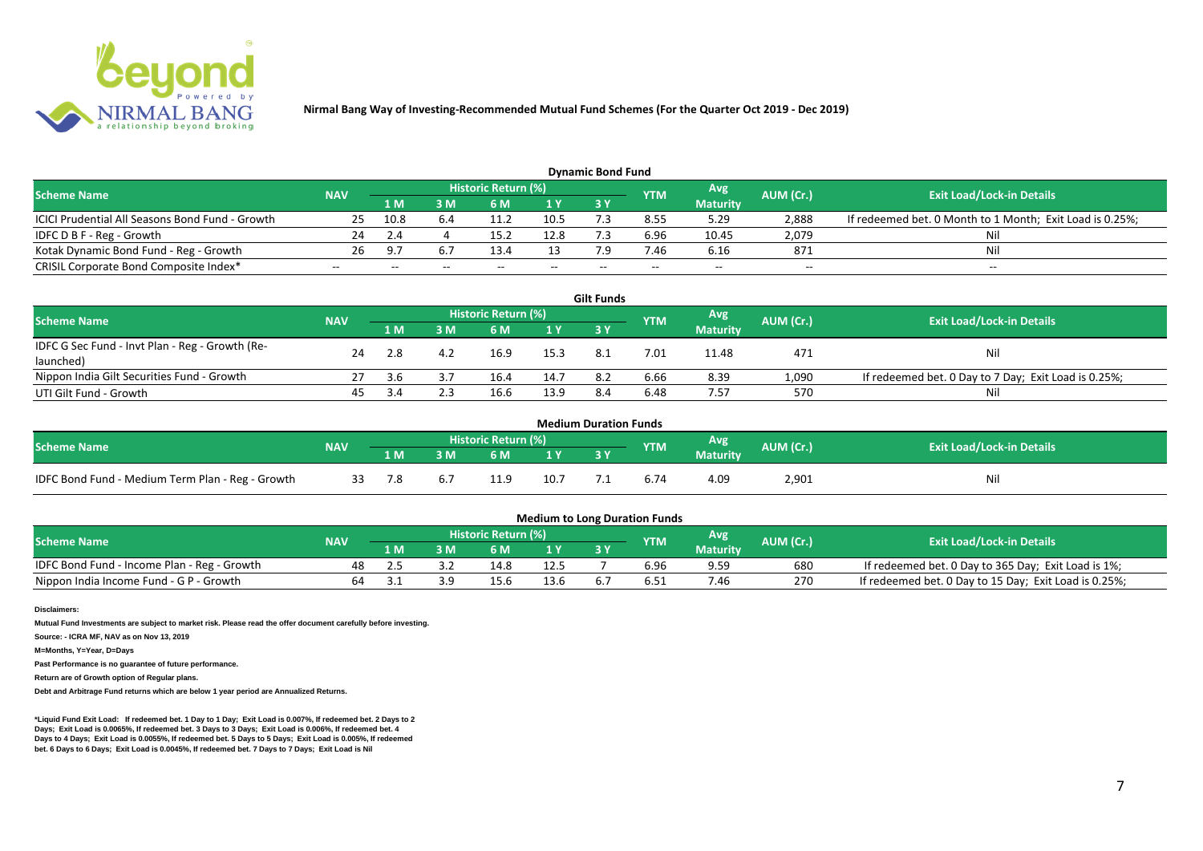**Nirmal Bang Way of Investing-Recommended Mutual Fund Schemes (For the Quarter Oct 2019 - Dec 2019)**

### Dynamic Bond Fund

| Scheme Name | NAV | Historic Return (%) | | | | | YTM | Avg Maturity | AUM (Cr.) | Exit Load/Lock-in Details |
|---|---|---|---|---|---|---|---|---|---|---|
| | | 1 M | 3 M | 6 M | 1 Y | 3 Y | | | | |
| ICICI Prudential All Seasons Bond Fund - Growth | 25 | 10.8 | 6.4 | 11.2 | 10.5 | 7.3 | 8.55 | 5.29 | 2,888 | If redeemed bet. 0 Month to 1 Month; Exit Load is 0.25%; |
| IDFC D B F - Reg - Growth | 24 | 2.4 | 4 | 15.2 | 12.8 | 7.3 | 6.96 | 10.45 | 2,079 | Nil |
| Kotak Dynamic Bond Fund - Reg - Growth | 26 | 9.7 | 6.7 | 13.4 | 13 | 7.9 | 7.46 | 6.16 | 871 | Nil |
| CRISIL Corporate Bond Composite Index* | -- | -- | -- | -- | -- | -- | -- | -- | -- | -- |

### Gilt Funds

| Scheme Name | NAV | Historic Return (%) | | | | | YTM | Avg Maturity | AUM (Cr.) | Exit Load/Lock-in Details |
|---|---|---|---|---|---|---|---|---|---|---|
| | | 1 M | 3 M | 6 M | 1 Y | 3 Y | | | | |
| IDFC G Sec Fund - Invt Plan - Reg - Growth (Re-launched) | 24 | 2.8 | 4.2 | 16.9 | 15.3 | 8.1 | 7.01 | 11.48 | 471 | Nil |
| Nippon India Gilt Securities Fund - Growth | 27 | 3.6 | 3.7 | 16.4 | 14.7 | 8.2 | 6.66 | 8.39 | 1,090 | If redeemed bet. 0 Day to 7 Day; Exit Load is 0.25%; |
| UTI Gilt Fund - Growth | 45 | 3.4 | 2.3 | 16.6 | 13.9 | 8.4 | 6.48 | 7.57 | 570 | Nil |

### Medium Duration Funds

| Scheme Name | NAV | Historic Return (%) | | | | | YTM | Avg Maturity | AUM (Cr.) | Exit Load/Lock-in Details |
|---|---|---|---|---|---|---|---|---|---|---|
| | | 1 M | 3 M | 6 M | 1 Y | 3 Y | | | | |
| IDFC Bond Fund - Medium Term Plan - Reg - Growth | 33 | 7.8 | 6.7 | 11.9 | 10.7 | 7.1 | 6.74 | 4.09 | 2,901 | Nil |

### Medium to Long Duration Funds

| Scheme Name | NAV | Historic Return (%) | | | | | YTM | Avg Maturity | AUM (Cr.) | Exit Load/Lock-in Details |
|---|---|---|---|---|---|---|---|---|---|---|
| | | 1 M | 3 M | 6 M | 1 Y | 3 Y | | | | |
| IDFC Bond Fund - Income Plan - Reg - Growth | 48 | 2.5 | 3.2 | 14.8 | 12.5 | 7 | 6.96 | 9.59 | 680 | If redeemed bet. 0 Day to 365 Day; Exit Load is 1%; |
| Nippon India Income Fund - G P - Growth | 64 | 3.1 | 3.9 | 15.6 | 13.6 | 6.7 | 6.51 | 7.46 | 270 | If redeemed bet. 0 Day to 15 Day; Exit Load is 0.25%; |

**Disclaimers:**

**Mutual Fund Investments are subject to market risk. Please read the offer document carefully before investing.**

**Source: - ICRA MF, NAV as on Nov 13, 2019**

**M=Months, Y=Year, D=Days**

**Past Performance is no guarantee of future performance.**

**Return are of Growth option of Regular plans.**

**Debt and Arbitrage Fund returns which are below 1 year period are Annualized Returns.**

**\*Liquid Fund Exit Load: If redeemed bet. 1 Day to 1 Day; Exit Load is 0.007%, If redeemed bet. 2 Days to 2 Days; Exit Load is 0.0065%, If redeemed bet. 3 Days to 3 Days; Exit Load is 0.006%, If redeemed bet. 4 Days to 4 Days; Exit Load is 0.0055%, If redeemed bet. 5 Days to 5 Days; Exit Load is 0.005%, If redeemed bet. 6 Days to 6 Days; Exit Load is 0.0045%, If redeemed bet. 7 Days to 7 Days; Exit Load is Nil**